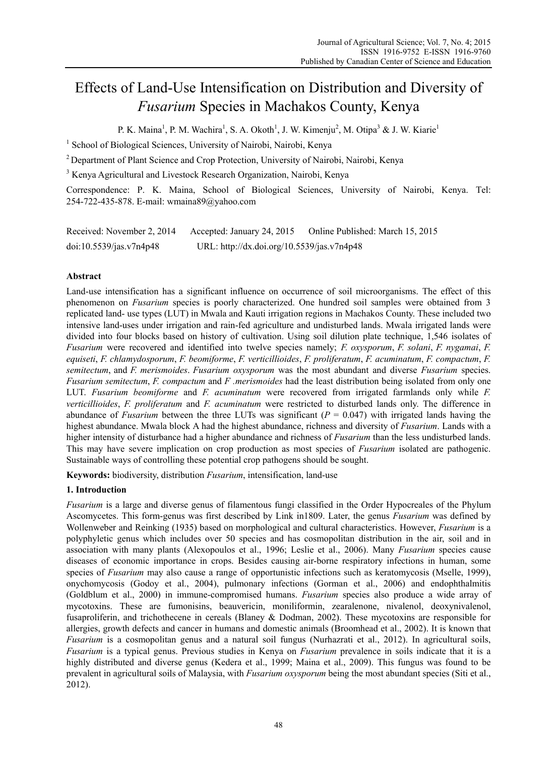# Effects of Land-Use Intensification on Distribution and Diversity of *Fusarium* Species in Machakos County, Kenya

P. K. Maina[1], P. M. Wachira[1], S. A. Okoth[1], J. W. Kimenju[2], M. Otipa[3] & J. W. Kiarie[1]

[1] School of Biological Sciences, University of Nairobi, Nairobi, Kenya

[2] Department of Plant Science and Crop Protection, University of Nairobi, Nairobi, Kenya

[3] Kenya Agricultural and Livestock Research Organization, Nairobi, Kenya

Correspondence: P. K. Maina, School of Biological Sciences, University of Nairobi, Kenya. Tel: 254-722-435-878. E-mail: wmaina89@yahoo.com

Received: November 2, 2014 Accepted: January 24, 2015 Online Published: March 15, 2015

doi:10.5539/jas.v7n4p48 URL: http://dx.doi.org/10.5539/jas.v7n4p48

## Abstract

Land-use intensification has a significant influence on occurrence of soil microorganisms. The effect of this phenomenon on *Fusarium* species is poorly characterized. One hundred soil samples were obtained from 3 replicated land- use types (LUT) in Mwala and Kauti irrigation regions in Machakos County. These included two intensive land-uses under irrigation and rain-fed agriculture and undisturbed lands. Mwala irrigated lands were divided into four blocks based on history of cultivation. Using soil dilution plate technique, 1,546 isolates of *Fusarium* were recovered and identified into twelve species namely; *F. oxysporum*, *F. solani*, *F. nygamai*, *F. equiseti*, *F. chlamydosporum*, *F. beomiforme*, *F. verticillioides*, *F. proliferatum*, *F. acuminatum*, *F. compactum*, *F. semitectum*, and *F. merismoides*. *Fusarium oxysporum* was the most abundant and diverse *Fusarium* species. *Fusarium semitectum*, *F. compactum* and *F .merismoides* had the least distribution being isolated from only one LUT. *Fusarium beomiforme* and *F. acuminatum* were recovered from irrigated farmlands only while *F. verticillioides*, *F. proliferatum* and *F. acuminatum* were restricted to disturbed lands only. The difference in abundance of *Fusarium* between the three LUTs was significant ($P = 0.047$) with irrigated lands having the highest abundance. Mwala block A had the highest abundance, richness and diversity of *Fusarium*. Lands with a higher intensity of disturbance had a higher abundance and richness of *Fusarium* than the less undisturbed lands. This may have severe implication on crop production as most species of *Fusarium* isolated are pathogenic. Sustainable ways of controlling these potential crop pathogens should be sought.

**Keywords:** biodiversity, distribution *Fusarium*, intensification, land-use

## 1. Introduction

*Fusarium* is a large and diverse genus of filamentous fungi classified in the Order Hypocreales of the Phylum Ascomycetes. This form-genus was first described by Link in1809. Later, the genus *Fusarium* was defined by Wollenweber and Reinking (1935) based on morphological and cultural characteristics. However, *Fusarium* is a polyphyletic genus which includes over 50 species and has cosmopolitan distribution in the air, soil and in association with many plants (Alexopoulos et al., 1996; Leslie et al., 2006). Many *Fusarium* species cause diseases of economic importance in crops. Besides causing air-borne respiratory infections in human, some species of *Fusarium* may also cause a range of opportunistic infections such as keratomycosis (Mselle, 1999), onychomycosis (Godoy et al., 2004), pulmonary infections (Gorman et al., 2006) and endophthalmitis (Goldblum et al., 2000) in immune-compromised humans. *Fusarium* species also produce a wide array of mycotoxins. These are fumonisins, beauvericin, moniliformin, zearalenone, nivalenol, deoxynivalenol, fusaproliferin, and trichothecene in cereals (Blaney & Dodman, 2002). These mycotoxins are responsible for allergies, growth defects and cancer in humans and domestic animals (Broomhead et al., 2002). It is known that *Fusarium* is a cosmopolitan genus and a natural soil fungus (Nurhazrati et al., 2012). In agricultural soils, *Fusarium* is a typical genus. Previous studies in Kenya on *Fusarium* prevalence in soils indicate that it is a highly distributed and diverse genus (Kedera et al., 1999; Maina et al., 2009). This fungus was found to be prevalent in agricultural soils of Malaysia, with *Fusarium oxysporum* being the most abundant species (Siti et al., 2012).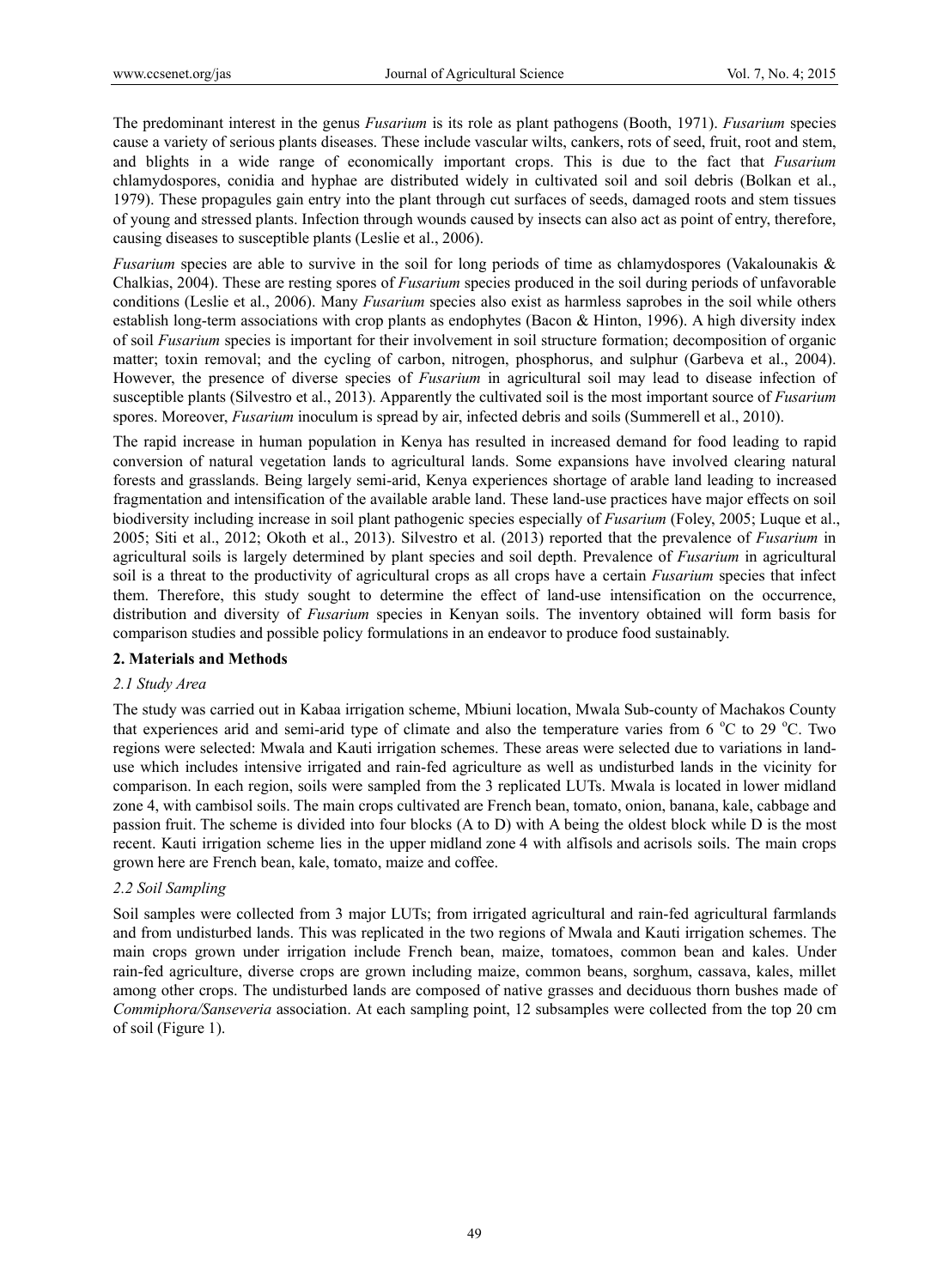The predominant interest in the genus *Fusarium* is its role as plant pathogens (Booth, 1971). *Fusarium* species cause a variety of serious plants diseases. These include vascular wilts, cankers, rots of seed, fruit, root and stem, and blights in a wide range of economically important crops. This is due to the fact that *Fusarium* chlamydospores, conidia and hyphae are distributed widely in cultivated soil and soil debris (Bolkan et al., 1979). These propagules gain entry into the plant through cut surfaces of seeds, damaged roots and stem tissues of young and stressed plants. Infection through wounds caused by insects can also act as point of entry, therefore, causing diseases to susceptible plants (Leslie et al., 2006).

*Fusarium* species are able to survive in the soil for long periods of time as chlamydospores (Vakalounakis & Chalkias, 2004). These are resting spores of *Fusarium* species produced in the soil during periods of unfavorable conditions (Leslie et al., 2006). Many *Fusarium* species also exist as harmless saprobes in the soil while others establish long-term associations with crop plants as endophytes (Bacon & Hinton, 1996). A high diversity index of soil *Fusarium* species is important for their involvement in soil structure formation; decomposition of organic matter; toxin removal; and the cycling of carbon, nitrogen, phosphorus, and sulphur (Garbeva et al., 2004). However, the presence of diverse species of *Fusarium* in agricultural soil may lead to disease infection of susceptible plants (Silvestro et al., 2013). Apparently the cultivated soil is the most important source of *Fusarium* spores. Moreover, *Fusarium* inoculum is spread by air, infected debris and soils (Summerell et al., 2010).

The rapid increase in human population in Kenya has resulted in increased demand for food leading to rapid conversion of natural vegetation lands to agricultural lands. Some expansions have involved clearing natural forests and grasslands. Being largely semi-arid, Kenya experiences shortage of arable land leading to increased fragmentation and intensification of the available arable land. These land-use practices have major effects on soil biodiversity including increase in soil plant pathogenic species especially of *Fusarium* (Foley, 2005; Luque et al., 2005; Siti et al., 2012; Okoth et al., 2013). Silvestro et al. (2013) reported that the prevalence of *Fusarium* in agricultural soils is largely determined by plant species and soil depth. Prevalence of *Fusarium* in agricultural soil is a threat to the productivity of agricultural crops as all crops have a certain *Fusarium* species that infect them. Therefore, this study sought to determine the effect of land-use intensification on the occurrence, distribution and diversity of *Fusarium* species in Kenyan soils. The inventory obtained will form basis for comparison studies and possible policy formulations in an endeavor to produce food sustainably.

## 2. Materials and Methods

### 2.1 Study Area

The study was carried out in Kabaa irrigation scheme, Mbiuni location, Mwala Sub-county of Machakos County that experiences arid and semi-arid type of climate and also the temperature varies from 6 °C to 29 °C. Two regions were selected: Mwala and Kauti irrigation schemes. These areas were selected due to variations in land-use which includes intensive irrigated and rain-fed agriculture as well as undisturbed lands in the vicinity for comparison. In each region, soils were sampled from the 3 replicated LUTs. Mwala is located in lower midland zone 4, with cambisol soils. The main crops cultivated are French bean, tomato, onion, banana, kale, cabbage and passion fruit. The scheme is divided into four blocks (A to D) with A being the oldest block while D is the most recent. Kauti irrigation scheme lies in the upper midland zone 4 with alfisols and acrisols soils. The main crops grown here are French bean, kale, tomato, maize and coffee.

### 2.2 Soil Sampling

Soil samples were collected from 3 major LUTs; from irrigated agricultural and rain-fed agricultural farmlands and from undisturbed lands. This was replicated in the two regions of Mwala and Kauti irrigation schemes. The main crops grown under irrigation include French bean, maize, tomatoes, common bean and kales. Under rain-fed agriculture, diverse crops are grown including maize, common beans, sorghum, cassava, kales, millet among other crops. The undisturbed lands are composed of native grasses and deciduous thorn bushes made of *Commiphora/Sanseveria* association. At each sampling point, 12 subsamples were collected from the top 20 cm of soil (Figure 1).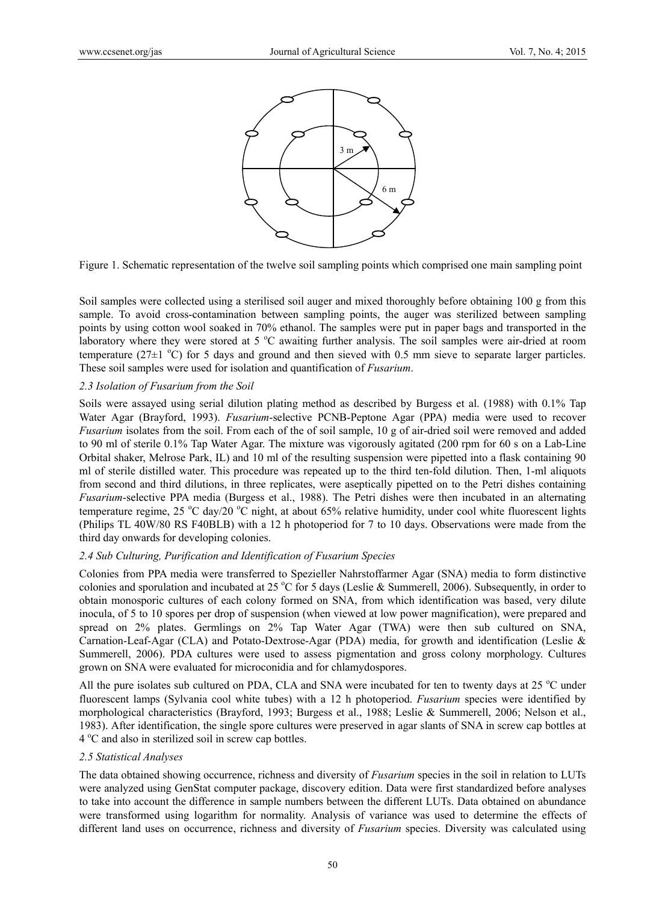Figure 1. Schematic representation of the twelve soil sampling points which comprised one main sampling point

Soil samples were collected using a sterilised soil auger and mixed thoroughly before obtaining 100 g from this sample. To avoid cross-contamination between sampling points, the auger was sterilized between sampling points by using cotton wool soaked in 70% ethanol. The samples were put in paper bags and transported in the laboratory where they were stored at 5 °C awaiting further analysis. The soil samples were air-dried at room temperature (27±1 °C) for 5 days and ground and then sieved with 0.5 mm sieve to separate larger particles. These soil samples were used for isolation and quantification of *Fusarium*.

### 2.3 Isolation of Fusarium from the Soil

Soils were assayed using serial dilution plating method as described by Burgess et al. (1988) with 0.1% Tap Water Agar (Brayford, 1993). *Fusarium*-selective PCNB-Peptone Agar (PPA) media were used to recover *Fusarium* isolates from the soil. From each of the of soil sample, 10 g of air-dried soil were removed and added to 90 ml of sterile 0.1% Tap Water Agar. The mixture was vigorously agitated (200 rpm for 60 s on a Lab-Line Orbital shaker, Melrose Park, IL) and 10 ml of the resulting suspension were pipetted into a flask containing 90 ml of sterile distilled water. This procedure was repeated up to the third ten-fold dilution. Then, 1-ml aliquots from second and third dilutions, in three replicates, were aseptically pipetted on to the Petri dishes containing *Fusarium*-selective PPA media (Burgess et al., 1988). The Petri dishes were then incubated in an alternating temperature regime, 25 °C day/20 °C night, at about 65% relative humidity, under cool white fluorescent lights (Philips TL 40W/80 RS F40BLB) with a 12 h photoperiod for 7 to 10 days. Observations were made from the third day onwards for developing colonies.

### 2.4 Sub Culturing, Purification and Identification of Fusarium Species

Colonies from PPA media were transferred to Spezieller Nahrstoffarmer Agar (SNA) media to form distinctive colonies and sporulation and incubated at 25 °C for 5 days (Leslie & Summerell, 2006). Subsequently, in order to obtain monosporic cultures of each colony formed on SNA, from which identification was based, very dilute inocula, of 5 to 10 spores per drop of suspension (when viewed at low power magnification), were prepared and spread on 2% plates. Germlings on 2% Tap Water Agar (TWA) were then sub cultured on SNA, Carnation-Leaf-Agar (CLA) and Potato-Dextrose-Agar (PDA) media, for growth and identification (Leslie & Summerell, 2006). PDA cultures were used to assess pigmentation and gross colony morphology. Cultures grown on SNA were evaluated for microconidia and for chlamydospores.

All the pure isolates sub cultured on PDA, CLA and SNA were incubated for ten to twenty days at 25 °C under fluorescent lamps (Sylvania cool white tubes) with a 12 h photoperiod. *Fusarium* species were identified by morphological characteristics (Brayford, 1993; Burgess et al., 1988; Leslie & Summerell, 2006; Nelson et al., 1983). After identification, the single spore cultures were preserved in agar slants of SNA in screw cap bottles at 4 °C and also in sterilized soil in screw cap bottles.

### 2.5 Statistical Analyses

The data obtained showing occurrence, richness and diversity of *Fusarium* species in the soil in relation to LUTs were analyzed using GenStat computer package, discovery edition. Data were first standardized before analyses to take into account the difference in sample numbers between the different LUTs. Data obtained on abundance were transformed using logarithm for normality. Analysis of variance was used to determine the effects of different land uses on occurrence, richness and diversity of *Fusarium* species. Diversity was calculated using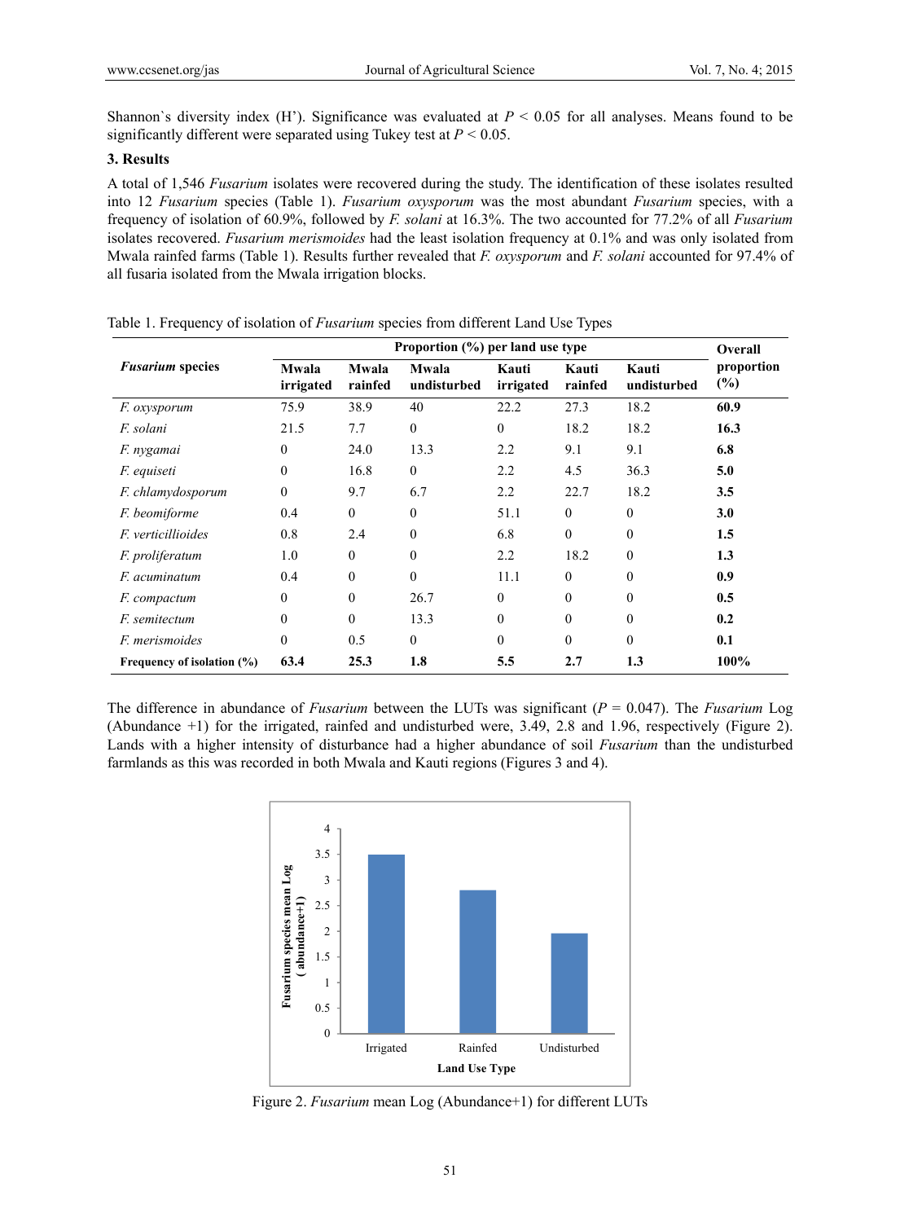Shannon`s diversity index (H’). Significance was evaluated at $P < 0.05$ for all analyses. Means found to be significantly different were separated using Tukey test at $P < 0.05$.

## 3. Results

A total of 1,546 *Fusarium* isolates were recovered during the study. The identification of these isolates resulted into 12 *Fusarium* species (Table 1). *Fusarium oxysporum* was the most abundant *Fusarium* species, with a frequency of isolation of 60.9%, followed by *F. solani* at 16.3%. The two accounted for 77.2% of all *Fusarium* isolates recovered. *Fusarium merismoides* had the least isolation frequency at 0.1% and was only isolated from Mwala rainfed farms (Table 1). Results further revealed that *F. oxysporum* and *F. solani* accounted for 97.4% of all fusaria isolated from the Mwala irrigation blocks.

Table 1. Frequency of isolation of *Fusarium* species from different Land Use Types

| ***Fusarium* species** | **Proportion (%) per land use type** | | | | | | **Overall proportion (%)** |
|---|---|---|---|---|---|---|---|
| | **Mwala irrigated** | **Mwala rainfed** | **Mwala undisturbed** | **Kauti irrigated** | **Kauti rainfed** | **Kauti undisturbed** | |
| *F. oxysporum* | 75.9 | 38.9 | 40 | 22.2 | 27.3 | 18.2 | **60.9** |
| *F. solani* | 21.5 | 7.7 | 0 | 0 | 18.2 | 18.2 | **16.3** |
| *F. nygamai* | 0 | 24.0 | 13.3 | 2.2 | 9.1 | 9.1 | **6.8** |
| *F. equiseti* | 0 | 16.8 | 0 | 2.2 | 4.5 | 36.3 | **5.0** |
| *F. chlamydosporum* | 0 | 9.7 | 6.7 | 2.2 | 22.7 | 18.2 | **3.5** |
| *F. beomiforme* | 0.4 | 0 | 0 | 51.1 | 0 | 0 | **3.0** |
| *F. verticillioides* | 0.8 | 2.4 | 0 | 6.8 | 0 | 0 | **1.5** |
| *F. proliferatum* | 1.0 | 0 | 0 | 2.2 | 18.2 | 0 | **1.3** |
| *F. acuminatum* | 0.4 | 0 | 0 | 11.1 | 0 | 0 | **0.9** |
| *F. compactum* | 0 | 0 | 26.7 | 0 | 0 | 0 | **0.5** |
| *F. semitectum* | 0 | 0 | 13.3 | 0 | 0 | 0 | **0.2** |
| *F. merismoides* | 0 | 0.5 | 0 | 0 | 0 | 0 | **0.1** |
| **Frequency of isolation (%)** | **63.4** | **25.3** | **1.8** | **5.5** | **2.7** | **1.3** | **100%** |

The difference in abundance of *Fusarium* between the LUTs was significant ($P = 0.047$). The *Fusarium* Log (Abundance +1) for the irrigated, rainfed and undisturbed were, 3.49, 2.8 and 1.96, respectively (Figure 2). Lands with a higher intensity of disturbance had a higher abundance of soil *Fusarium* than the undisturbed farmlands as this was recorded in both Mwala and Kauti regions (Figures 3 and 4).

Figure 2. *Fusarium* mean Log (Abundance+1) for different LUTs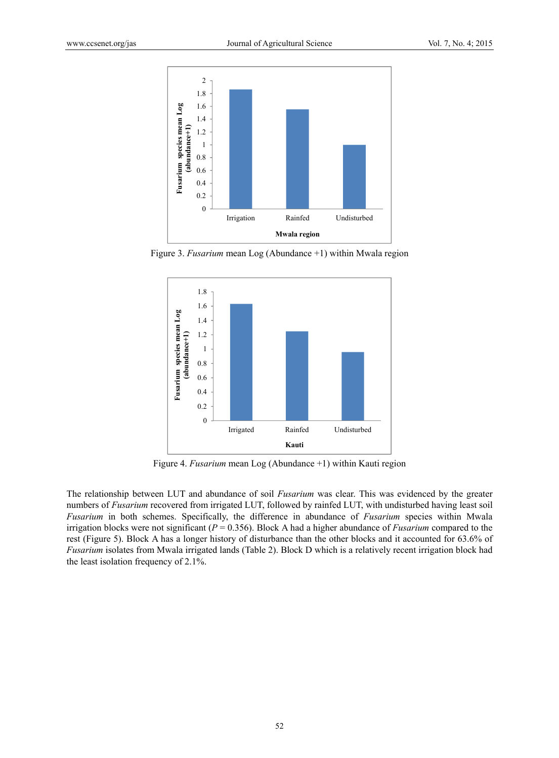Figure 3. *Fusarium* mean Log (Abundance +1) within Mwala region

Figure 4. *Fusarium* mean Log (Abundance +1) within Kauti region

The relationship between LUT and abundance of soil *Fusarium* was clear. This was evidenced by the greater numbers of *Fusarium* recovered from irrigated LUT, followed by rainfed LUT, with undisturbed having least soil *Fusarium* in both schemes. Specifically, the difference in abundance of *Fusarium* species within Mwala irrigation blocks were not significant ($P = 0.356$). Block A had a higher abundance of *Fusarium* compared to the rest (Figure 5). Block A has a longer history of disturbance than the other blocks and it accounted for 63.6% of *Fusarium* isolates from Mwala irrigated lands (Table 2). Block D which is a relatively recent irrigation block had the least isolation frequency of 2.1%.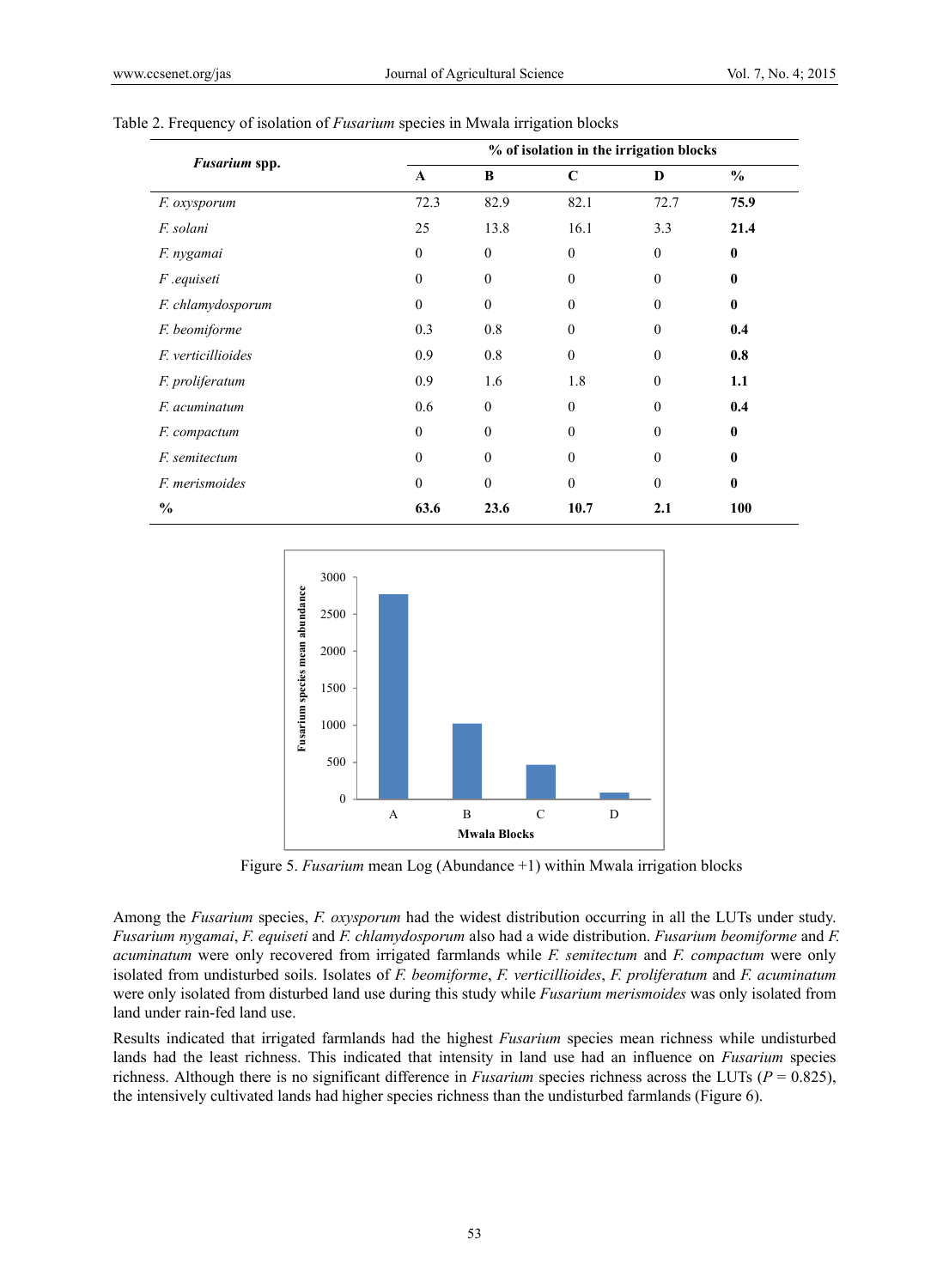Table 2. Frequency of isolation of *Fusarium* species in Mwala irrigation blocks

| ***Fusarium* spp.** | **% of isolation in the irrigation blocks** | | | | |
|---|---|---|---|---|---|
| | **A** | **B** | **C** | **D** | **%** |
| *F. oxysporum* | 72.3 | 82.9 | 82.1 | 72.7 | **75.9** |
| *F. solani* | 25 | 13.8 | 16.1 | 3.3 | **21.4** |
| *F. nygamai* | 0 | 0 | 0 | 0 | **0** |
| *F .equiseti* | 0 | 0 | 0 | 0 | **0** |
| *F. chlamydosporum* | 0 | 0 | 0 | 0 | **0** |
| *F. beomiforme* | 0.3 | 0.8 | 0 | 0 | **0.4** |
| *F. verticillioides* | 0.9 | 0.8 | 0 | 0 | **0.8** |
| *F. proliferatum* | 0.9 | 1.6 | 1.8 | 0 | **1.1** |
| *F. acuminatum* | 0.6 | 0 | 0 | 0 | **0.4** |
| *F. compactum* | 0 | 0 | 0 | 0 | **0** |
| *F. semitectum* | 0 | 0 | 0 | 0 | **0** |
| *F. merismoides* | 0 | 0 | 0 | 0 | **0** |
| **%** | **63.6** | **23.6** | **10.7** | **2.1** | **100** |

Figure 5. *Fusarium* mean Log (Abundance +1) within Mwala irrigation blocks

Among the *Fusarium* species, *F. oxysporum* had the widest distribution occurring in all the LUTs under study. *Fusarium nygamai*, *F. equiseti* and *F. chlamydosporum* also had a wide distribution. *Fusarium beomiforme* and *F. acuminatum* were only recovered from irrigated farmlands while *F. semitectum* and *F. compactum* were only isolated from undisturbed soils. Isolates of *F. beomiforme*, *F. verticillioides*, *F. proliferatum* and *F. acuminatum* were only isolated from disturbed land use during this study while *Fusarium merismoides* was only isolated from land under rain-fed land use.

Results indicated that irrigated farmlands had the highest *Fusarium* species mean richness while undisturbed lands had the least richness. This indicated that intensity in land use had an influence on *Fusarium* species richness. Although there is no significant difference in *Fusarium* species richness across the LUTs ($P$ = 0.825), the intensively cultivated lands had higher species richness than the undisturbed farmlands (Figure 6).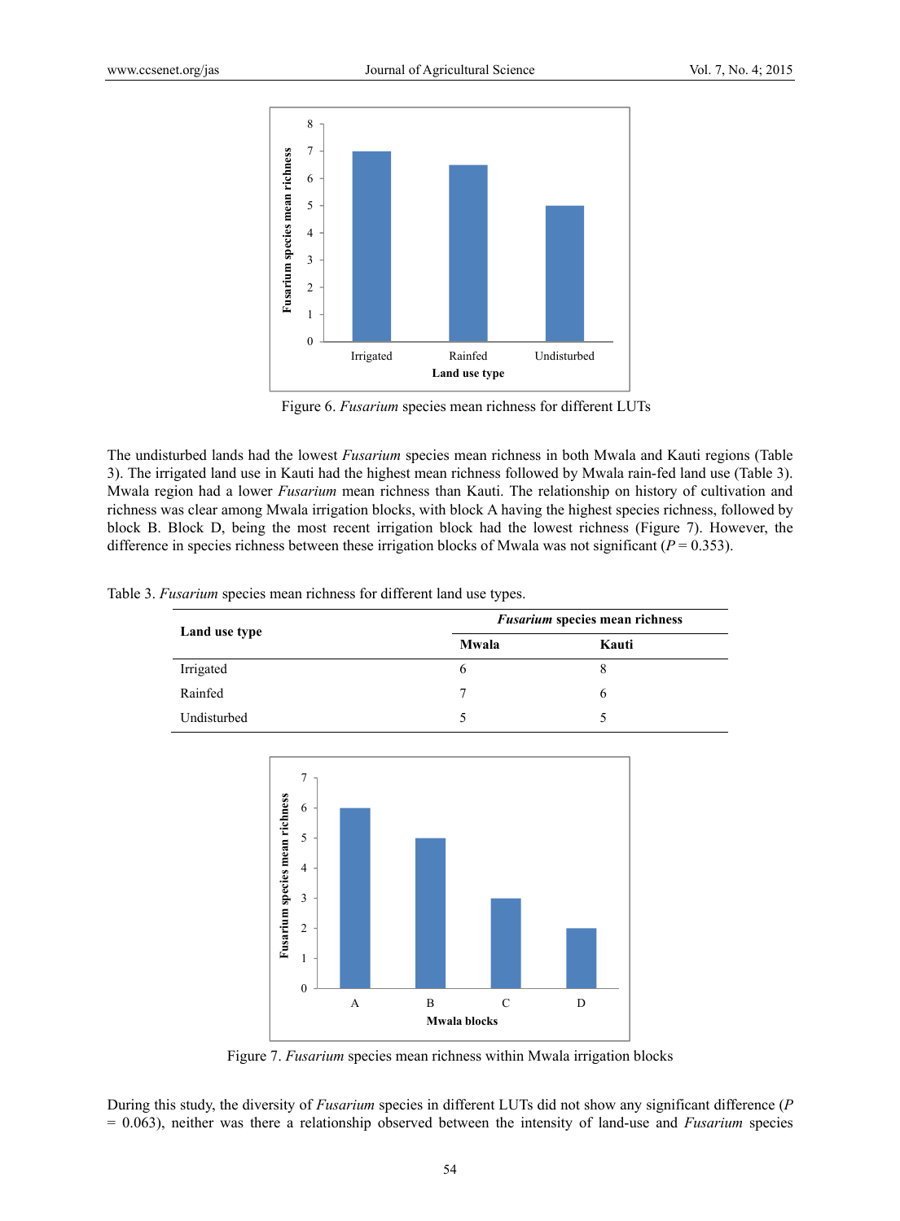Figure 6. *Fusarium* species mean richness for different LUTs

The undisturbed lands had the lowest *Fusarium* species mean richness in both Mwala and Kauti regions (Table 3). The irrigated land use in Kauti had the highest mean richness followed by Mwala rain-fed land use (Table 3). Mwala region had a lower *Fusarium* mean richness than Kauti. The relationship on history of cultivation and richness was clear among Mwala irrigation blocks, with block A having the highest species richness, followed by block B. Block D, being the most recent irrigation block had the lowest richness (Figure 7). However, the difference in species richness between these irrigation blocks of Mwala was not significant ($P = 0.353$).

Table 3. *Fusarium* species mean richness for different land use types.

| Land use type | *Fusarium* species mean richness | |
|---|---|---|
| | **Mwala** | **Kauti** |
| Irrigated | 6 | 8 |
| Rainfed | 7 | 6 |
| Undisturbed | 5 | 5 |

Figure 7. *Fusarium* species mean richness within Mwala irrigation blocks

During this study, the diversity of *Fusarium* species in different LUTs did not show any significant difference ($P = 0.063$), neither was there a relationship observed between the intensity of land-use and *Fusarium* species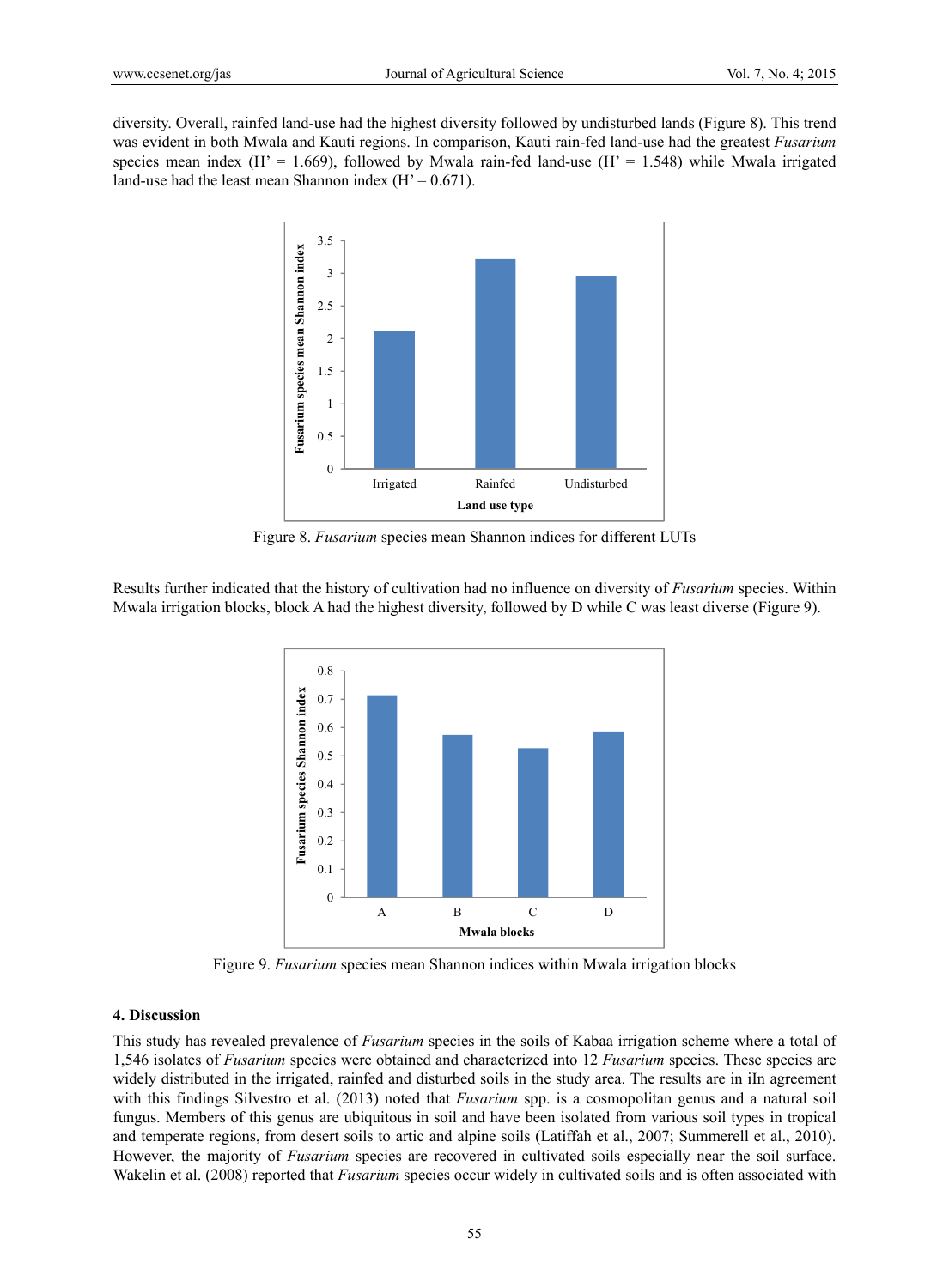diversity. Overall, rainfed land-use had the highest diversity followed by undisturbed lands (Figure 8). This trend was evident in both Mwala and Kauti regions. In comparison, Kauti rain-fed land-use had the greatest *Fusarium* species mean index (H' = 1.669), followed by Mwala rain-fed land-use (H' = 1.548) while Mwala irrigated land-use had the least mean Shannon index (H' = 0.671).

Figure 8. *Fusarium* species mean Shannon indices for different LUTs

Results further indicated that the history of cultivation had no influence on diversity of *Fusarium* species. Within Mwala irrigation blocks, block A had the highest diversity, followed by D while C was least diverse (Figure 9).

Figure 9. *Fusarium* species mean Shannon indices within Mwala irrigation blocks

### 4. Discussion

This study has revealed prevalence of *Fusarium* species in the soils of Kabaa irrigation scheme where a total of 1,546 isolates of *Fusarium* species were obtained and characterized into 12 *Fusarium* species. These species are widely distributed in the irrigated, rainfed and disturbed soils in the study area. The results are in iIn agreement with this findings Silvestro et al. (2013) noted that *Fusarium* spp. is a cosmopolitan genus and a natural soil fungus. Members of this genus are ubiquitous in soil and have been isolated from various soil types in tropical and temperate regions, from desert soils to artic and alpine soils (Latiffah et al., 2007; Summerell et al., 2010). However, the majority of *Fusarium* species are recovered in cultivated soils especially near the soil surface. Wakelin et al. (2008) reported that *Fusarium* species occur widely in cultivated soils and is often associated with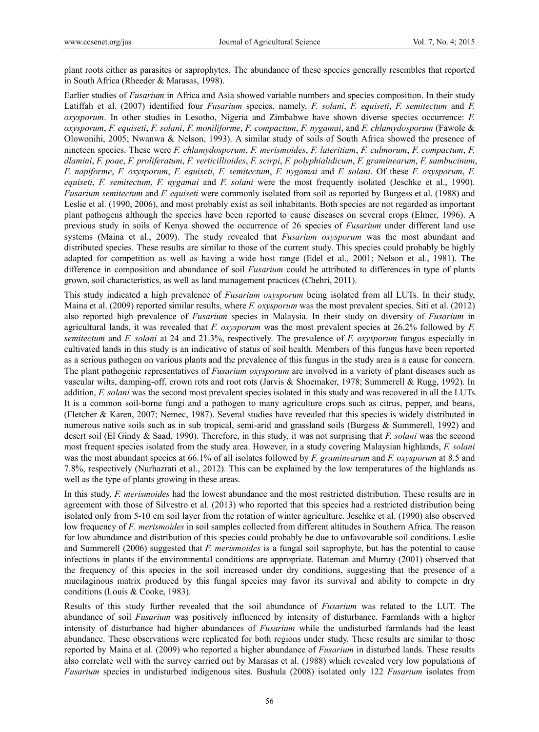plant roots either as parasites or saprophytes. The abundance of these species generally resembles that reported in South Africa (Rheeder & Marasas, 1998).

Earlier studies of *Fusarium* in Africa and Asia showed variable numbers and species composition. In their study Latiffah et al. (2007) identified four *Fusarium* species, namely, *F. solani*, *F. equiseti*, *F. semitectum* and *F. oxysporum*. In other studies in Lesotho, Nigeria and Zimbabwe have shown diverse species occurrence: *F. oxysporum*, *F. equiseti*, *F. solani*, *F. moniliforme*, *F. compactum*, *F. nygamai*, and *F. chlamydosporum* (Fawole & Olowonihi, 2005; Nwanwa & Nelson, 1993). A similar study of soils of South Africa showed the presence of nineteen species. These were *F. chlamydosporum*, *F. merismoides*, *F. lateritium*, *F. culmorum*, *F. compactum*, *F. dlamini*, *F. poae*, *F. proliferatum*, *F. verticillioides*, *F. scirpi*, *F. polyphialidicum*, *F. graminearum*, *F. sambucinum*, *F. napiforme*, *F. oxysporum*, *F. equiseti*, *F. semitectum*, *F. nygamai* and *F. solani*. Of these *F. oxysporum*, *F. equiseti*, *F. semitectum*, *F. nygamai* and *F. solani* were the most frequently isolated (Jeschke et al., 1990). *Fusarium semitectum* and *F. equiseti* were commonly isolated from soil as reported by Burgess et al. (1988) and Leslie et al. (1990, 2006), and most probably exist as soil inhabitants. Both species are not regarded as important plant pathogens although the species have been reported to cause diseases on several crops (Elmer, 1996). A previous study in soils of Kenya showed the occurrence of 26 species of *Fusarium* under different land use systems (Maina et al., 2009). The study revealed that *Fusarium oxysporum* was the most abundant and distributed species. These results are similar to those of the current study. This species could probably be highly adapted for competition as well as having a wide host range (Edel et al., 2001; Nelson et al., 1981). The difference in composition and abundance of soil *Fusarium* could be attributed to differences in type of plants grown, soil characteristics, as well as land management practices (Chehri, 2011).

This study indicated a high prevalence of *Fusarium oxysporum* being isolated from all LUTs*.* In their study, Maina et al. (2009) reported similar results, where *F. oxysporum* was the most prevalent species. Siti et al. (2012) also reported high prevalence of *Fusarium* species in Malaysia. In their study on diversity of *Fusarium* in agricultural lands, it was revealed that *F. oxysporum* was the most prevalent species at 26.2% followed by *F. semitectum* and *F. solani* at 24 and 21.3%, respectively. The prevalence of *F. oxysporum* fungus especially in cultivated lands in this study is an indicative of status of soil health. Members of this fungus have been reported as a serious pathogen on various plants and the prevalence of this fungus in the study area is a cause for concern. The plant pathogenic representatives of *Fusarium oxysporum* are involved in a variety of plant diseases such as vascular wilts, damping-off, crown rots and root rots (Jarvis & Shoemaker, 1978; Summerell & Rugg, 1992). In addition, *F. solani* was the second most prevalent species isolated in this study and was recovered in all the LUTs. It is a common soil-borne fungi and a pathogen to many agriculture crops such as citrus, pepper, and beans, (Fletcher & Karen, 2007; Nemec, 1987). Several studies have revealed that this species is widely distributed in numerous native soils such as in sub tropical, semi-arid and grassland soils (Burgess & Summerell, 1992) and desert soil (El Gindy & Saad, 1990). Therefore, in this study, it was not surprising that *F. solani* was the second most frequent species isolated from the study area. However, in a study covering Malaysian highlands, *F. solani* was the most abundant species at 66.1% of all isolates followed by *F. graminearum* and *F. oxysporum* at 8.5 and 7.8%, respectively (Nurhazrati et al., 2012). This can be explained by the low temperatures of the highlands as well as the type of plants growing in these areas.

In this study, *F. merismoides* had the lowest abundance and the most restricted distribution. These results are in agreement with those of Silvestro et al. (2013) who reported that this species had a restricted distribution being isolated only from 5-10 cm soil layer from the rotation of winter agriculture. Jeschke et al. (1990) also observed low frequency of *F. merismoides* in soil samples collected from different altitudes in Southern Africa. The reason for low abundance and distribution of this species could probably be due to unfavovarable soil conditions. Leslie and Summerell (2006) suggested that *F. merismoides* is a fungal soil saprophyte, but has the potential to cause infections in plants if the environmental conditions are appropriate. Bateman and Murray (2001) observed that the frequency of this species in the soil increased under dry conditions, suggesting that the presence of a mucilaginous matrix produced by this fungal species may favor its survival and ability to compete in dry conditions (Louis & Cooke, 1983).

Results of this study further revealed that the soil abundance of *Fusarium* was related to the LUT. The abundance of soil *Fusarium* was positively influenced by intensity of disturbance. Farmlands with a higher intensity of disturbance had higher abundances of *Fusarium* while the undisturbed farmlands had the least abundance. These observations were replicated for both regions under study. These results are similar to those reported by Maina et al. (2009) who reported a higher abundance of *Fusarium* in disturbed lands. These results also correlate well with the survey carried out by Marasas et al. (1988) which revealed very low populations of *Fusarium* species in undisturbed indigenous sites. Bushula (2008) isolated only 122 *Fusarium* isolates from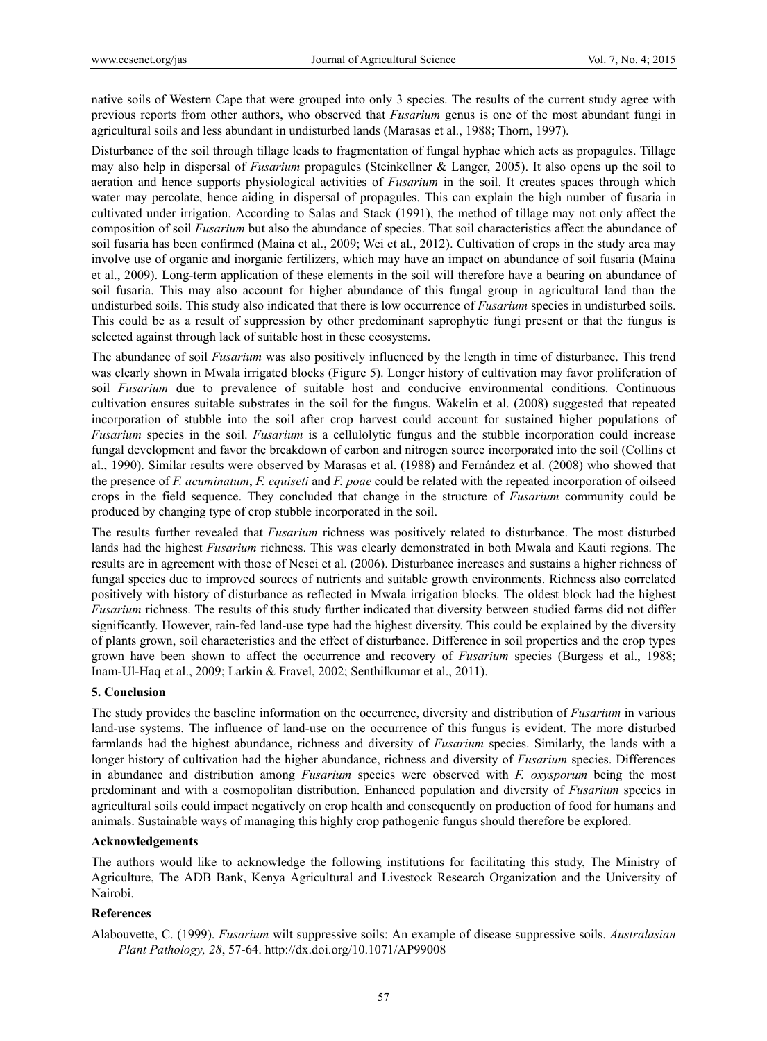native soils of Western Cape that were grouped into only 3 species. The results of the current study agree with previous reports from other authors, who observed that *Fusarium* genus is one of the most abundant fungi in agricultural soils and less abundant in undisturbed lands (Marasas et al., 1988; Thorn, 1997).

Disturbance of the soil through tillage leads to fragmentation of fungal hyphae which acts as propagules. Tillage may also help in dispersal of *Fusarium* propagules (Steinkellner & Langer, 2005). It also opens up the soil to aeration and hence supports physiological activities of *Fusarium* in the soil. It creates spaces through which water may percolate, hence aiding in dispersal of propagules. This can explain the high number of fusaria in cultivated under irrigation. According to Salas and Stack (1991), the method of tillage may not only affect the composition of soil *Fusarium* but also the abundance of species. That soil characteristics affect the abundance of soil fusaria has been confirmed (Maina et al., 2009; Wei et al., 2012). Cultivation of crops in the study area may involve use of organic and inorganic fertilizers, which may have an impact on abundance of soil fusaria (Maina et al., 2009). Long-term application of these elements in the soil will therefore have a bearing on abundance of soil fusaria. This may also account for higher abundance of this fungal group in agricultural land than the undisturbed soils. This study also indicated that there is low occurrence of *Fusarium* species in undisturbed soils. This could be as a result of suppression by other predominant saprophytic fungi present or that the fungus is selected against through lack of suitable host in these ecosystems.

The abundance of soil *Fusarium* was also positively influenced by the length in time of disturbance. This trend was clearly shown in Mwala irrigated blocks (Figure 5). Longer history of cultivation may favor proliferation of soil *Fusarium* due to prevalence of suitable host and conducive environmental conditions. Continuous cultivation ensures suitable substrates in the soil for the fungus. Wakelin et al. (2008) suggested that repeated incorporation of stubble into the soil after crop harvest could account for sustained higher populations of *Fusarium* species in the soil. *Fusarium* is a cellulolytic fungus and the stubble incorporation could increase fungal development and favor the breakdown of carbon and nitrogen source incorporated into the soil (Collins et al., 1990). Similar results were observed by Marasas et al. (1988) and Fernández et al. (2008) who showed that the presence of *F. acuminatum*, *F. equiseti* and *F. poae* could be related with the repeated incorporation of oilseed crops in the field sequence. They concluded that change in the structure of *Fusarium* community could be produced by changing type of crop stubble incorporated in the soil.

The results further revealed that *Fusarium* richness was positively related to disturbance. The most disturbed lands had the highest *Fusarium* richness. This was clearly demonstrated in both Mwala and Kauti regions. The results are in agreement with those of Nesci et al. (2006). Disturbance increases and sustains a higher richness of fungal species due to improved sources of nutrients and suitable growth environments. Richness also correlated positively with history of disturbance as reflected in Mwala irrigation blocks. The oldest block had the highest *Fusarium* richness. The results of this study further indicated that diversity between studied farms did not differ significantly. However, rain-fed land-use type had the highest diversity. This could be explained by the diversity of plants grown, soil characteristics and the effect of disturbance. Difference in soil properties and the crop types grown have been shown to affect the occurrence and recovery of *Fusarium* species (Burgess et al., 1988; Inam-Ul-Haq et al., 2009; Larkin & Fravel, 2002; Senthilkumar et al., 2011).

## 5. Conclusion

The study provides the baseline information on the occurrence, diversity and distribution of *Fusarium* in various land-use systems. The influence of land-use on the occurrence of this fungus is evident. The more disturbed farmlands had the highest abundance, richness and diversity of *Fusarium* species. Similarly, the lands with a longer history of cultivation had the higher abundance, richness and diversity of *Fusarium* species. Differences in abundance and distribution among *Fusarium* species were observed with *F. oxysporum* being the most predominant and with a cosmopolitan distribution. Enhanced population and diversity of *Fusarium* species in agricultural soils could impact negatively on crop health and consequently on production of food for humans and animals. Sustainable ways of managing this highly crop pathogenic fungus should therefore be explored.

## Acknowledgements

The authors would like to acknowledge the following institutions for facilitating this study, The Ministry of Agriculture, The ADB Bank, Kenya Agricultural and Livestock Research Organization and the University of Nairobi.

## References

Alabouvette, C. (1999). *Fusarium* wilt suppressive soils: An example of disease suppressive soils. *Australasian Plant Pathology, 28*, 57-64. http://dx.doi.org/10.1071/AP99008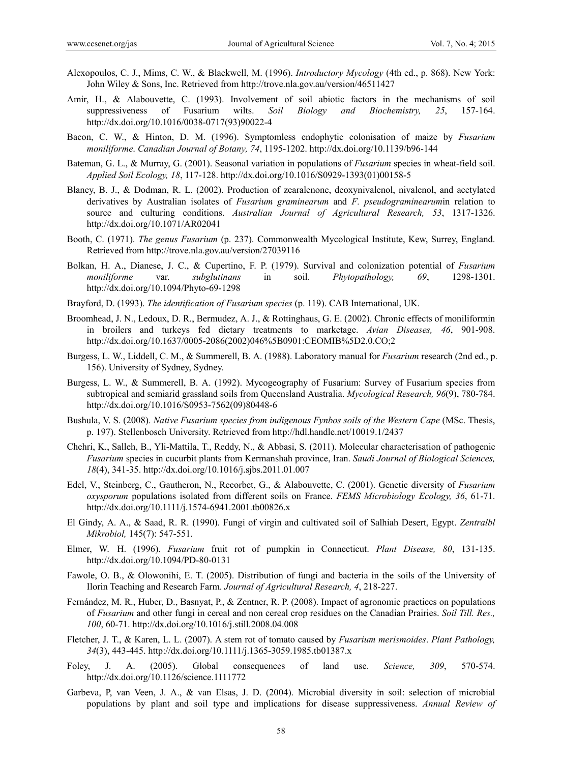Alexopoulos, C. J., Mims, C. W., & Blackwell, M. (1996). *Introductory Mycology* (4th ed., p. 868). New York: John Wiley & Sons, Inc. Retrieved from http://trove.nla.gov.au/version/46511427

Amir, H., & Alabouvette, C. (1993). Involvement of soil abiotic factors in the mechanisms of soil suppressiveness of Fusarium wilts. *Soil Biology and Biochemistry, 25*, 157-164. http://dx.doi.org/10.1016/0038-0717(93)90022-4

Bacon, C. W., & Hinton, D. M. (1996). Symptomless endophytic colonisation of maize by *Fusarium moniliforme*. *Canadian Journal of Botany, 74*, 1195-1202. http://dx.doi.org/10.1139/b96-144

Bateman, G. L., & Murray, G. (2001). Seasonal variation in populations of *Fusarium* species in wheat-field soil. *Applied Soil Ecology, 18*, 117-128. http://dx.doi.org/10.1016/S0929-1393(01)00158-5

Blaney, B. J., & Dodman, R. L. (2002). Production of zearalenone, deoxynivalenol, nivalenol, and acetylated derivatives by Australian isolates of *Fusarium graminearum* and *F. pseudograminearum*in relation to source and culturing conditions. *Australian Journal of Agricultural Research, 53*, 1317-1326. http://dx.doi.org/10.1071/AR02041

Booth, C. (1971). *The genus Fusarium* (p. 237). Commonwealth Mycological Institute, Kew, Surrey, England. Retrieved from http://trove.nla.gov.au/version/27039116

Bolkan, H. A., Dianese, J. C., & Cupertino, F. P. (1979). Survival and colonization potential of *Fusarium moniliforme* var. *subglutinans* in soil. *Phytopathology, 69*, 1298-1301. http://dx.doi.org/10.1094/Phyto-69-1298

Brayford, D. (1993). *The identification of Fusarium species* (p. 119). CAB International, UK.

Broomhead, J. N., Ledoux, D. R., Bermudez, A. J., & Rottinghaus, G. E. (2002). Chronic effects of moniliformin in broilers and turkeys fed dietary treatments to marketage. *Avian Diseases, 46*, 901-908. http://dx.doi.org/10.1637/0005-2086(2002)046%5B0901:CEOMIB%5D2.0.CO;2

Burgess, L. W., Liddell, C. M., & Summerell, B. A. (1988). Laboratory manual for *Fusarium* research (2nd ed., p. 156). University of Sydney, Sydney.

Burgess, L. W., & Summerell, B. A. (1992). Mycogeography of Fusarium: Survey of Fusarium species from subtropical and semiarid grassland soils from Queensland Australia. *Mycological Research, 96*(9), 780-784. http://dx.doi.org/10.1016/S0953-7562(09)80448-6

Bushula, V. S. (2008). *Native Fusarium species from indigenous Fynbos soils of the Western Cape* (MSc. Thesis, p. 197). Stellenbosch University. Retrieved from http://hdl.handle.net/10019.1/2437

Chehri, K., Salleh, B., Yli-Mattila, T., Reddy, N., & Abbasi, S. (2011). Molecular characterisation of pathogenic *Fusarium* species in cucurbit plants from Kermanshah province, Iran. *Saudi Journal of Biological Sciences, 18*(4), 341-35. http://dx.doi.org/10.1016/j.sjbs.2011.01.007

Edel, V., Steinberg, C., Gautheron, N., Recorbet, G., & Alabouvette, C. (2001). Genetic diversity of *Fusarium oxysporum* populations isolated from different soils on France. *FEMS Microbiology Ecology, 36*, 61-71. http://dx.doi.org/10.1111/j.1574-6941.2001.tb00826.x

El Gindy, A. A., & Saad, R. R. (1990). Fungi of virgin and cultivated soil of Salhiah Desert, Egypt. *Zentralbl Mikrobiol,* 145(7): 547-551.

Elmer, W. H. (1996). *Fusarium* fruit rot of pumpkin in Connecticut. *Plant Disease, 80*, 131-135. http://dx.doi.org/10.1094/PD-80-0131

Fawole, O. B., & Olowonihi, E. T. (2005). Distribution of fungi and bacteria in the soils of the University of Ilorin Teaching and Research Farm. *Journal of Agricultural Research, 4*, 218-227.

Fernández, M. R., Huber, D., Basnyat, P., & Zentner, R. P. (2008). Impact of agronomic practices on populations of *Fusarium* and other fungi in cereal and non cereal crop residues on the Canadian Prairies. *Soil Till. Res., 100*, 60-71. http://dx.doi.org/10.1016/j.still.2008.04.008

Fletcher, J. T., & Karen, L. L. (2007). A stem rot of tomato caused by *Fusarium merismoides*. *Plant Pathology, 34*(3), 443-445. http://dx.doi.org/10.1111/j.1365-3059.1985.tb01387.x

Foley, J. A. (2005). Global consequences of land use. *Science, 309*, 570-574. http://dx.doi.org/10.1126/science.1111772

Garbeva, P, van Veen, J. A., & van Elsas, J. D. (2004). Microbial diversity in soil: selection of microbial populations by plant and soil type and implications for disease suppressiveness. *Annual Review of*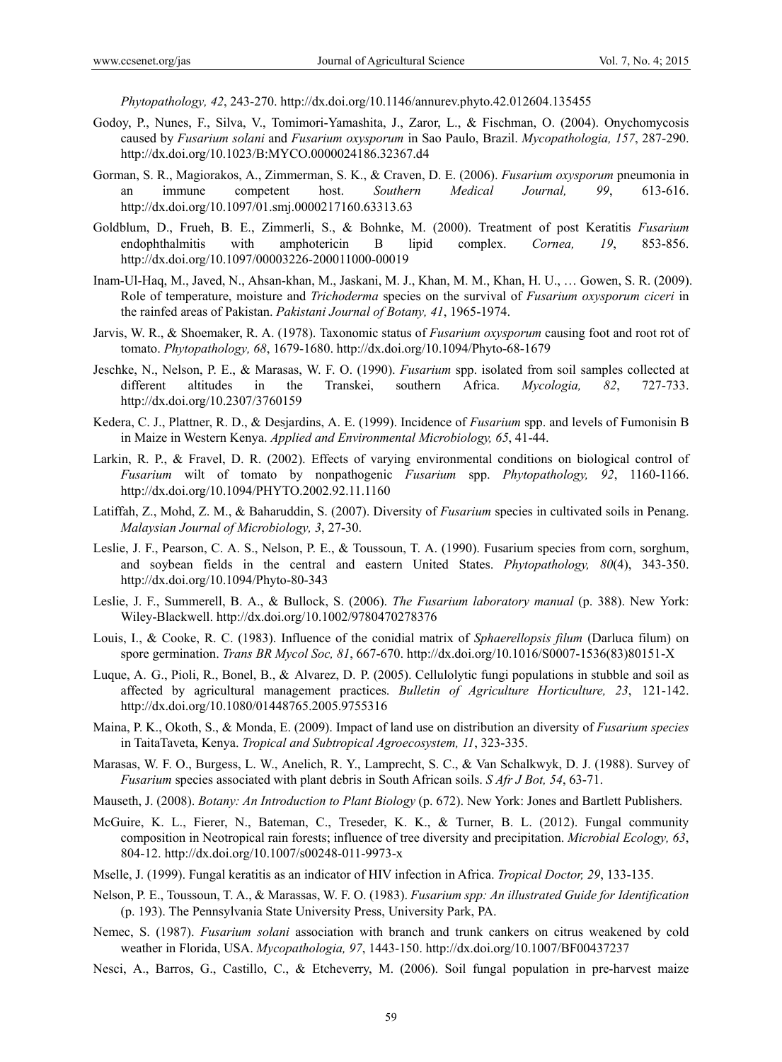*Phytopathology, 42*, 243-270. http://dx.doi.org/10.1146/annurev.phyto.42.012604.135455

Godoy, P., Nunes, F., Silva, V., Tomimori-Yamashita, J., Zaror, L., & Fischman, O. (2004). Onychomycosis caused by *Fusarium solani* and *Fusarium oxysporum* in Sao Paulo, Brazil. *Mycopathologia, 157*, 287-290. http://dx.doi.org/10.1023/B:MYCO.0000024186.32367.d4

Gorman, S. R., Magiorakos, A., Zimmerman, S. K., & Craven, D. E. (2006). *Fusarium oxysporum* pneumonia in an immune competent host. *Southern Medical Journal, 99*, 613-616. http://dx.doi.org/10.1097/01.smj.0000217160.63313.63

Goldblum, D., Frueh, B. E., Zimmerli, S., & Bohnke, M. (2000). Treatment of post Keratitis *Fusarium* endophthalmitis with amphotericin B lipid complex. *Cornea, 19*, 853-856. http://dx.doi.org/10.1097/00003226-200011000-00019

Inam-Ul-Haq, M., Javed, N., Ahsan-khan, M., Jaskani, M. J., Khan, M. M., Khan, H. U., … Gowen, S. R. (2009). Role of temperature, moisture and *Trichoderma* species on the survival of *Fusarium oxysporum ciceri* in the rainfed areas of Pakistan. *Pakistani Journal of Botany, 41*, 1965-1974.

Jarvis, W. R., & Shoemaker, R. A. (1978). Taxonomic status of *Fusarium oxysporum* causing foot and root rot of tomato. *Phytopathology, 68*, 1679-1680. http://dx.doi.org/10.1094/Phyto-68-1679

Jeschke, N., Nelson, P. E., & Marasas, W. F. O. (1990). *Fusarium* spp. isolated from soil samples collected at different altitudes in the Transkei, southern Africa. *Mycologia, 82*, 727-733. http://dx.doi.org/10.2307/3760159

Kedera, C. J., Plattner, R. D., & Desjardins, A. E. (1999). Incidence of *Fusarium* spp. and levels of Fumonisin B in Maize in Western Kenya. *Applied and Environmental Microbiology, 65*, 41-44.

Larkin, R. P., & Fravel, D. R. (2002). Effects of varying environmental conditions on biological control of *Fusarium* wilt of tomato by nonpathogenic *Fusarium* spp. *Phytopathology, 92*, 1160-1166. http://dx.doi.org/10.1094/PHYTO.2002.92.11.1160

Latiffah, Z., Mohd, Z. M., & Baharuddin, S. (2007). Diversity of *Fusarium* species in cultivated soils in Penang. *Malaysian Journal of Microbiology, 3*, 27-30.

Leslie, J. F., Pearson, C. A. S., Nelson, P. E., & Toussoun, T. A. (1990). Fusarium species from corn, sorghum, and soybean fields in the central and eastern United States. *Phytopathology, 80*(4), 343-350. http://dx.doi.org/10.1094/Phyto-80-343

Leslie, J. F., Summerell, B. A., & Bullock, S. (2006). *The Fusarium laboratory manual* (p. 388). New York: Wiley-Blackwell. http://dx.doi.org/10.1002/9780470278376

Louis, I., & Cooke, R. C. (1983). Influence of the conidial matrix of *Sphaerellopsis filum* (Darluca filum) on spore germination. *Trans BR Mycol Soc, 81*, 667-670. http://dx.doi.org/10.1016/S0007-1536(83)80151-X

Luque, A. G., Pioli, R., Bonel, B., & Alvarez, D. P. (2005). Cellulolytic fungi populations in stubble and soil as affected by agricultural management practices. *Bulletin of Agriculture Horticulture, 23*, 121-142. http://dx.doi.org/10.1080/01448765.2005.9755316

Maina, P. K., Okoth, S., & Monda, E. (2009). Impact of land use on distribution an diversity of *Fusarium species* in TaitaTaveta, Kenya. *Tropical and Subtropical Agroecosystem, 11*, 323-335.

Marasas, W. F. O., Burgess, L. W., Anelich, R. Y., Lamprecht, S. C., & Van Schalkwyk, D. J. (1988). Survey of *Fusarium* species associated with plant debris in South African soils. *S Afr J Bot, 54*, 63-71.

Mauseth, J. (2008). *Botany: An Introduction to Plant Biology* (p. 672). New York: Jones and Bartlett Publishers.

McGuire, K. L., Fierer, N., Bateman, C., Treseder, K. K., & Turner, B. L. (2012). Fungal community composition in Neotropical rain forests; influence of tree diversity and precipitation. *Microbial Ecology, 63*, 804-12. http://dx.doi.org/10.1007/s00248-011-9973-x

Mselle, J. (1999). Fungal keratitis as an indicator of HIV infection in Africa. *Tropical Doctor, 29*, 133-135.

Nelson, P. E., Toussoun, T. A., & Marassas, W. F. O. (1983). *Fusarium spp: An illustrated Guide for Identification* (p. 193). The Pennsylvania State University Press, University Park, PA.

Nemec, S. (1987). *Fusarium solani* association with branch and trunk cankers on citrus weakened by cold weather in Florida, USA. *Mycopathologia, 97*, 1443-150. http://dx.doi.org/10.1007/BF00437237

Nesci, A., Barros, G., Castillo, C., & Etcheverry, M. (2006). Soil fungal population in pre-harvest maize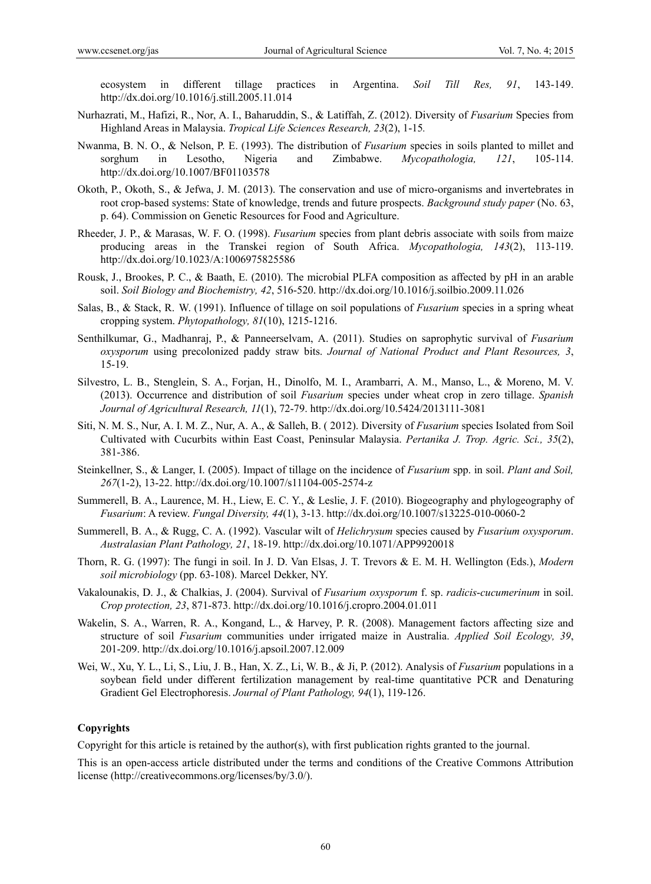ecosystem in different tillage practices in Argentina. *Soil Till Res, 91*, 143-149. http://dx.doi.org/10.1016/j.still.2005.11.014

Nurhazrati, M., Hafizi, R., Nor, A. I., Baharuddin, S., & Latiffah, Z. (2012). Diversity of *Fusarium* Species from Highland Areas in Malaysia. *Tropical Life Sciences Research, 23*(2), 1-15*.*

Nwanma, B. N. O., & Nelson, P. E. (1993). The distribution of *Fusarium* species in soils planted to millet and sorghum in Lesotho, Nigeria and Zimbabwe. *Mycopathologia, 121*, 105-114. http://dx.doi.org/10.1007/BF01103578

Okoth, P., Okoth, S., & Jefwa, J. M. (2013). The conservation and use of micro-organisms and invertebrates in root crop-based systems: State of knowledge, trends and future prospects. *Background study paper* (No. 63, p. 64). Commission on Genetic Resources for Food and Agriculture.

Rheeder, J. P., & Marasas, W. F. O. (1998). *Fusarium* species from plant debris associate with soils from maize producing areas in the Transkei region of South Africa. *Mycopathologia, 143*(2), 113-119. http://dx.doi.org/10.1023/A:1006975825586

Rousk, J., Brookes, P. C., & Baath, E. (2010). The microbial PLFA composition as affected by pH in an arable soil. *Soil Biology and Biochemistry, 42*, 516-520. http://dx.doi.org/10.1016/j.soilbio.2009.11.026

Salas, B., & Stack, R. W. (1991). Influence of tillage on soil populations of *Fusarium* species in a spring wheat cropping system. *Phytopathology, 81*(10), 1215-1216.

Senthilkumar, G., Madhanraj, P., & Panneerselvam, A. (2011). Studies on saprophytic survival of *Fusarium oxysporum* using precolonized paddy straw bits. *Journal of National Product and Plant Resources, 3*, 15-19.

Silvestro, L. B., Stenglein, S. A., Forjan, H., Dinolfo, M. I., Arambarri, A. M., Manso, L., & Moreno, M. V. (2013). Occurrence and distribution of soil *Fusarium* species under wheat crop in zero tillage. *Spanish Journal of Agricultural Research, 11*(1), 72-79. http://dx.doi.org/10.5424/2013111-3081

Siti, N. M. S., Nur, A. I. M. Z., Nur, A. A., & Salleh, B. ( 2012). Diversity of *Fusarium* species Isolated from Soil Cultivated with Cucurbits within East Coast, Peninsular Malaysia. *Pertanika J. Trop. Agric. Sci., 35*(2), 381-386.

Steinkellner, S., & Langer, I. (2005). Impact of tillage on the incidence of *Fusarium* spp. in soil. *Plant and Soil, 267*(1-2), 13-22. http://dx.doi.org/10.1007/s11104-005-2574-z

Summerell, B. A., Laurence, M. H., Liew, E. C. Y., & Leslie, J. F. (2010). Biogeography and phylogeography of *Fusarium*: A review. *Fungal Diversity, 44*(1), 3-13. http://dx.doi.org/10.1007/s13225-010-0060-2

Summerell, B. A., & Rugg, C. A. (1992). Vascular wilt of *Helichrysum* species caused by *Fusarium oxysporum*. *Australasian Plant Pathology, 21*, 18-19. http://dx.doi.org/10.1071/APP9920018

Thorn, R. G. (1997): The fungi in soil. In J. D. Van Elsas, J. T. Trevors & E. M. H. Wellington (Eds.), *Modern soil microbiology* (pp. 63-108). Marcel Dekker, NY.

Vakalounakis, D. J., & Chalkias, J. (2004). Survival of *Fusarium oxysporum* f. sp. *radicis-cucumerinum* in soil. *Crop protection, 23*, 871-873. http://dx.doi.org/10.1016/j.cropro.2004.01.011

Wakelin, S. A., Warren, R. A., Kongand, L., & Harvey, P. R. (2008). Management factors affecting size and structure of soil *Fusarium* communities under irrigated maize in Australia. *Applied Soil Ecology, 39*, 201-209. http://dx.doi.org/10.1016/j.apsoil.2007.12.009

Wei, W., Xu, Y. L., Li, S., Liu, J. B., Han, X. Z., Li, W. B., & Ji, P. (2012). Analysis of *Fusarium* populations in a soybean field under different fertilization management by real-time quantitative PCR and Denaturing Gradient Gel Electrophoresis. *Journal of Plant Pathology, 94*(1), 119-126.

### Copyrights

Copyright for this article is retained by the author(s), with first publication rights granted to the journal.

This is an open-access article distributed under the terms and conditions of the Creative Commons Attribution license (http://creativecommons.org/licenses/by/3.0/).